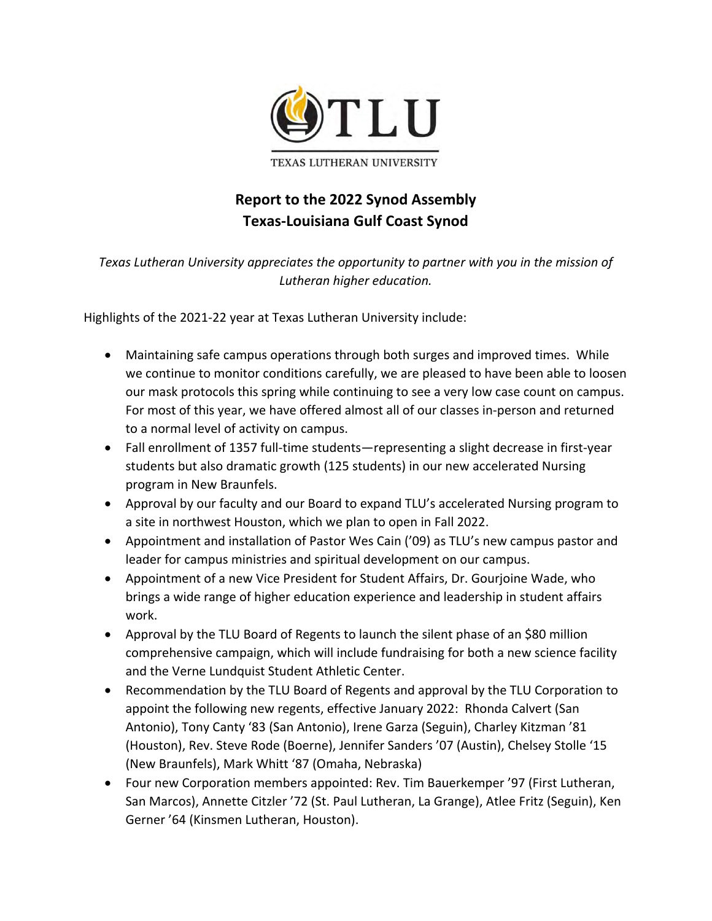TLU

TEXAS LUTHERAN UNIVERSITY

# Report to the 2022 Synod Assembly
# Texas-Louisiana Gulf Coast Synod

*Texas Lutheran University appreciates the opportunity to partner with you in the mission of Lutheran higher education.*

Highlights of the 2021-22 year at Texas Lutheran University include:

- Maintaining safe campus operations through both surges and improved times. While we continue to monitor conditions carefully, we are pleased to have been able to loosen our mask protocols this spring while continuing to see a very low case count on campus. For most of this year, we have offered almost all of our classes in-person and returned to a normal level of activity on campus.
- Fall enrollment of 1357 full-time students—representing a slight decrease in first-year students but also dramatic growth (125 students) in our new accelerated Nursing program in New Braunfels.
- Approval by our faculty and our Board to expand TLU's accelerated Nursing program to a site in northwest Houston, which we plan to open in Fall 2022.
- Appointment and installation of Pastor Wes Cain ('09) as TLU's new campus pastor and leader for campus ministries and spiritual development on our campus.
- Appointment of a new Vice President for Student Affairs, Dr. Gourjoine Wade, who brings a wide range of higher education experience and leadership in student affairs work.
- Approval by the TLU Board of Regents to launch the silent phase of an $80 million comprehensive campaign, which will include fundraising for both a new science facility and the Verne Lundquist Student Athletic Center.
- Recommendation by the TLU Board of Regents and approval by the TLU Corporation to appoint the following new regents, effective January 2022: Rhonda Calvert (San Antonio), Tony Canty '83 (San Antonio), Irene Garza (Seguin), Charley Kitzman '81 (Houston), Rev. Steve Rode (Boerne), Jennifer Sanders '07 (Austin), Chelsey Stolle '15 (New Braunfels), Mark Whitt '87 (Omaha, Nebraska)
- Four new Corporation members appointed: Rev. Tim Bauerkemper '97 (First Lutheran, San Marcos), Annette Citzler '72 (St. Paul Lutheran, La Grange), Atlee Fritz (Seguin), Ken Gerner '64 (Kinsmen Lutheran, Houston).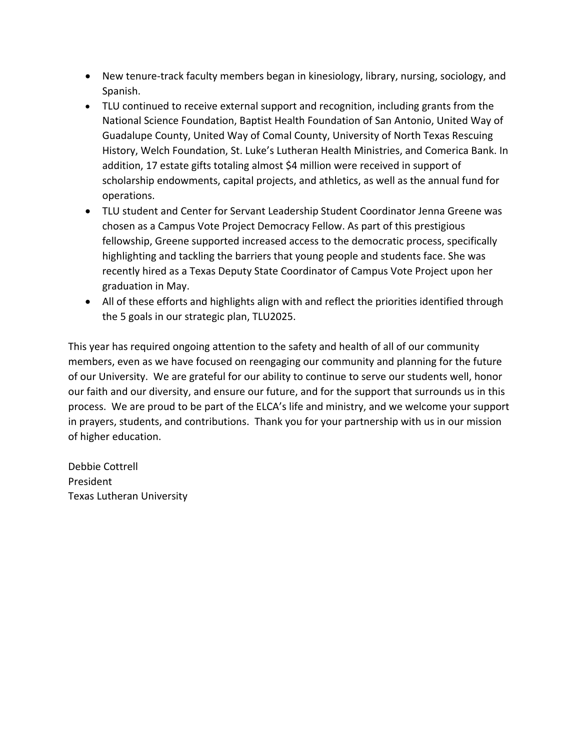- New tenure-track faculty members began in kinesiology, library, nursing, sociology, and Spanish.
- TLU continued to receive external support and recognition, including grants from the National Science Foundation, Baptist Health Foundation of San Antonio, United Way of Guadalupe County, United Way of Comal County, University of North Texas Rescuing History, Welch Foundation, St. Luke's Lutheran Health Ministries, and Comerica Bank. In addition, 17 estate gifts totaling almost $4 million were received in support of scholarship endowments, capital projects, and athletics, as well as the annual fund for operations.
- TLU student and Center for Servant Leadership Student Coordinator Jenna Greene was chosen as a Campus Vote Project Democracy Fellow. As part of this prestigious fellowship, Greene supported increased access to the democratic process, specifically highlighting and tackling the barriers that young people and students face. She was recently hired as a Texas Deputy State Coordinator of Campus Vote Project upon her graduation in May.
- All of these efforts and highlights align with and reflect the priorities identified through the 5 goals in our strategic plan, TLU2025.

This year has required ongoing attention to the safety and health of all of our community members, even as we have focused on reengaging our community and planning for the future of our University. We are grateful for our ability to continue to serve our students well, honor our faith and our diversity, and ensure our future, and for the support that surrounds us in this process. We are proud to be part of the ELCA's life and ministry, and we welcome your support in prayers, students, and contributions. Thank you for your partnership with us in our mission of higher education.

Debbie Cottrell
President
Texas Lutheran University